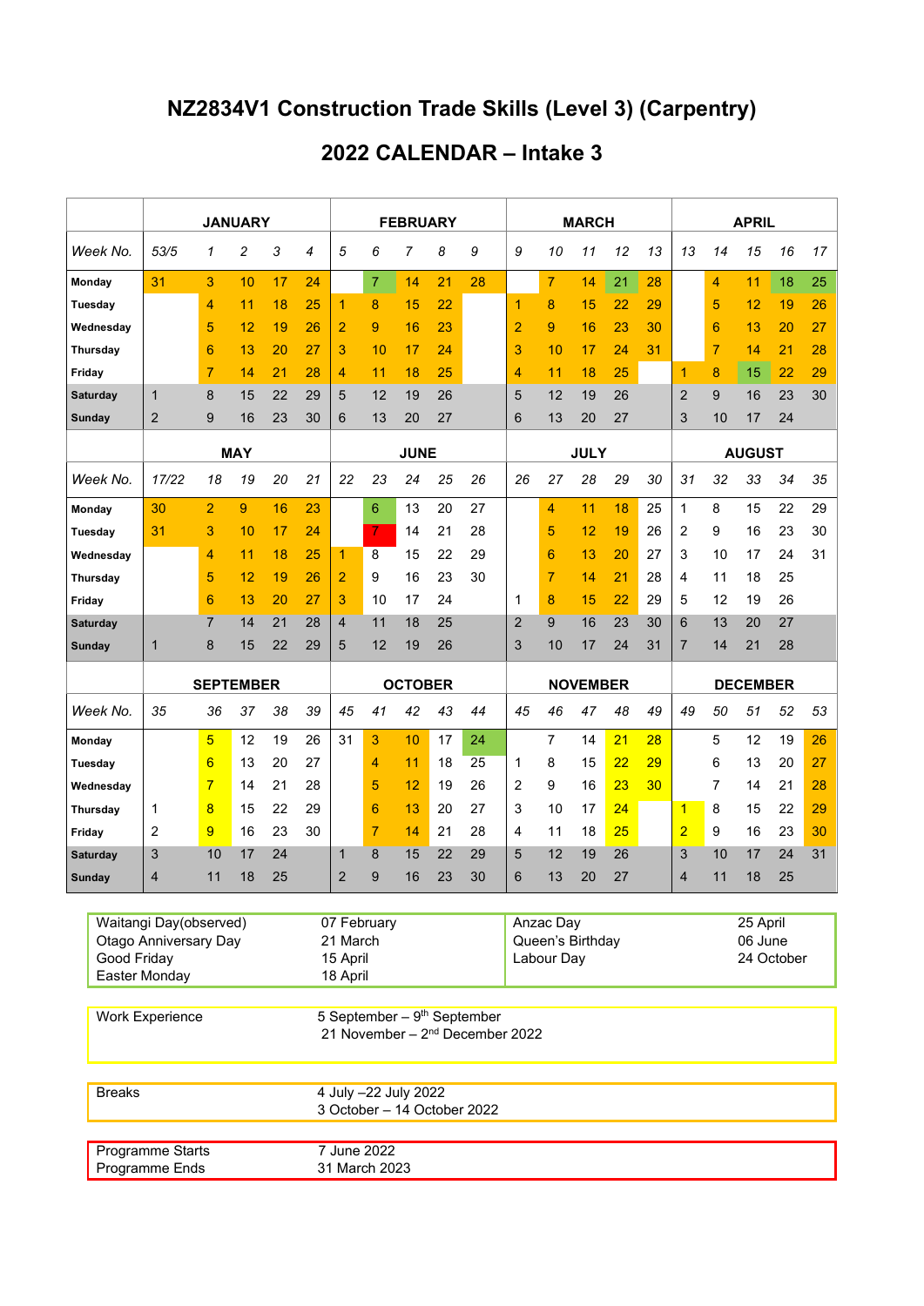# NZ2834V1 Construction Trade Skills (Level 3) (Carpentry)

## 2022 CALENDAR – Intake 3

| | JANUARY | | | | | FEBRUARY | | | | | MARCH | | | | | APRIL | | | | |
|---|---|---|---|---|---|---|---|---|---|---|---|---|---|---|---|---|---|---|---|---|
| *Week No.* | *53/5* | *1* | *2* | *3* | *4* | *5* | *6* | *7* | *8* | *9* | *9* | *10* | *11* | *12* | *13* | *13* | *14* | *15* | *16* | *17* |
| **Monday** | 31 | 3 | 10 | 17 | 24 | | 7 | 14 | 21 | 28 | | 7 | 14 | 21 | 28 | | 4 | 11 | 18 | 25 |
| **Tuesday** | | 4 | 11 | 18 | 25 | 1 | 8 | 15 | 22 | | 1 | 8 | 15 | 22 | 29 | | 5 | 12 | 19 | 26 |
| **Wednesday** | | 5 | 12 | 19 | 26 | 2 | 9 | 16 | 23 | | 2 | 9 | 16 | 23 | 30 | | 6 | 13 | 20 | 27 |
| **Thursday** | | 6 | 13 | 20 | 27 | 3 | 10 | 17 | 24 | | 3 | 10 | 17 | 24 | 31 | | 7 | 14 | 21 | 28 |
| **Friday** | | 7 | 14 | 21 | 28 | 4 | 11 | 18 | 25 | | 4 | 11 | 18 | 25 | | 1 | 8 | 15 | 22 | 29 |
| **Saturday** | 1 | 8 | 15 | 22 | 29 | 5 | 12 | 19 | 26 | | 5 | 12 | 19 | 26 | | 2 | 9 | 16 | 23 | 30 |
| **Sunday** | 2 | 9 | 16 | 23 | 30 | 6 | 13 | 20 | 27 | | 6 | 13 | 20 | 27 | | 3 | 10 | 17 | 24 | |

| | MAY | | | | | JUNE | | | | | JULY | | | | | AUGUST | | | | |
|---|---|---|---|---|---|---|---|---|---|---|---|---|---|---|---|---|---|---|---|---|
| *Week No.* | *17/22* | *18* | *19* | *20* | *21* | *22* | *23* | *24* | *25* | *26* | *26* | *27* | *28* | *29* | *30* | *31* | *32* | *33* | *34* | *35* |
| **Monday** | 30 | 2 | 9 | 16 | 23 | | 6 | 13 | 20 | 27 | | 4 | 11 | 18 | 25 | 1 | 8 | 15 | 22 | 29 |
| **Tuesday** | 31 | 3 | 10 | 17 | 24 | | 7 | 14 | 21 | 28 | | 5 | 12 | 19 | 26 | 2 | 9 | 16 | 23 | 30 |
| **Wednesday** | | 4 | 11 | 18 | 25 | 1 | 8 | 15 | 22 | 29 | | 6 | 13 | 20 | 27 | 3 | 10 | 17 | 24 | 31 |
| **Thursday** | | 5 | 12 | 19 | 26 | 2 | 9 | 16 | 23 | 30 | | 7 | 14 | 21 | 28 | 4 | 11 | 18 | 25 | |
| **Friday** | | 6 | 13 | 20 | 27 | 3 | 10 | 17 | 24 | | 1 | 8 | 15 | 22 | 29 | 5 | 12 | 19 | 26 | |
| **Saturday** | | 7 | 14 | 21 | 28 | 4 | 11 | 18 | 25 | | 2 | 9 | 16 | 23 | 30 | 6 | 13 | 20 | 27 | |
| **Sunday** | 1 | 8 | 15 | 22 | 29 | 5 | 12 | 19 | 26 | | 3 | 10 | 17 | 24 | 31 | 7 | 14 | 21 | 28 | |

| | SEPTEMBER | | | | | OCTOBER | | | | | NOVEMBER | | | | | DECEMBER | | | | |
|---|---|---|---|---|---|---|---|---|---|---|---|---|---|---|---|---|---|---|---|---|
| *Week No.* | *35* | *36* | *37* | *38* | *39* | *45* | *41* | *42* | *43* | *44* | *45* | *46* | *47* | *48* | *49* | *49* | *50* | *51* | *52* | *53* |
| **Monday** | | 5 | 12 | 19 | 26 | 31 | 3 | 10 | 17 | 24 | | 7 | 14 | 21 | 28 | | 5 | 12 | 19 | 26 |
| **Tuesday** | | 6 | 13 | 20 | 27 | | 4 | 11 | 18 | 25 | 1 | 8 | 15 | 22 | 29 | | 6 | 13 | 20 | 27 |
| **Wednesday** | | 7 | 14 | 21 | 28 | | 5 | 12 | 19 | 26 | 2 | 9 | 16 | 23 | 30 | | 7 | 14 | 21 | 28 |
| **Thursday** | 1 | 8 | 15 | 22 | 29 | | 6 | 13 | 20 | 27 | 3 | 10 | 17 | 24 | | 1 | 8 | 15 | 22 | 29 |
| **Friday** | 2 | 9 | 16 | 23 | 30 | | 7 | 14 | 21 | 28 | 4 | 11 | 18 | 25 | | 2 | 9 | 16 | 23 | 30 |
| **Saturday** | 3 | 10 | 17 | 24 | | 1 | 8 | 15 | 22 | 29 | 5 | 12 | 19 | 26 | | 3 | 10 | 17 | 24 | 31 |
| **Sunday** | 4 | 11 | 18 | 25 | | 2 | 9 | 16 | 23 | 30 | 6 | 13 | 20 | 27 | | 4 | 11 | 18 | 25 | |

| | | | |
|---|---|---|---|
| Waitangi Day(observed) | 07 February | Anzac Day | 25 April |
| Otago Anniversary Day | 21 March | Queen's Birthday | 06 June |
| Good Friday | 15 April | Labour Day | 24 October |
| Easter Monday | 18 April | | |

| | |
|---|---|
| Work Experience | 5 September – 9th September<br>21 November – 2nd December 2022 |

| | |
|---|---|
| Breaks | 4 July –22 July 2022<br>3 October – 14 October 2022 |

| | |
|---|---|
| Programme Starts | 7 June 2022 |
| Programme Ends | 31 March 2023 |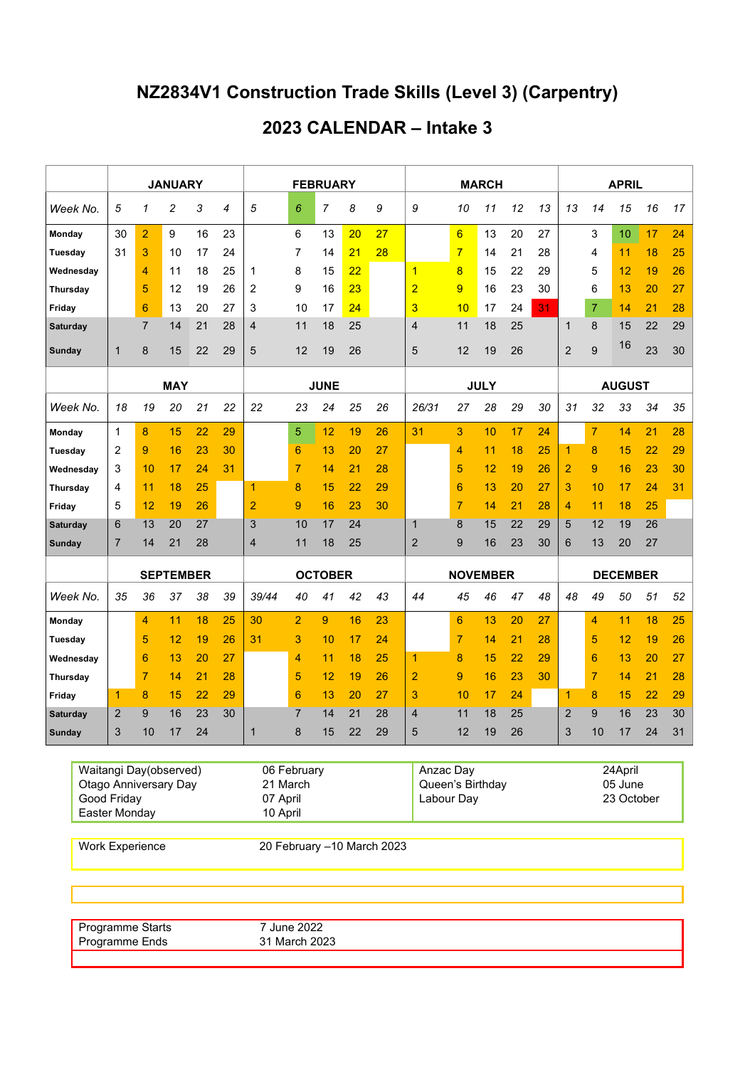# NZ2834V1 Construction Trade Skills (Level 3) (Carpentry)

## 2023 CALENDAR – Intake 3

| | JANUARY | | | | | FEBRUARY | | | | | MARCH | | | | | APRIL | | | | |
|---|---|---|---|---|---|---|---|---|---|---|---|---|---|---|---|---|---|---|---|---|
| *Week No.* | *5* | *1* | *2* | *3* | *4* | *5* | *6* | *7* | *8* | *9* | *9* | *10* | *11* | *12* | *13* | *13* | *14* | *15* | *16* | *17* |
| **Monday** | 30 | 2 | 9 | 16 | 23 | | 6 | 13 | 20 | 27 | | 6 | 13 | 20 | 27 | | 3 | 10 | 17 | 24 |
| **Tuesday** | 31 | 3 | 10 | 17 | 24 | | 7 | 14 | 21 | 28 | | 7 | 14 | 21 | 28 | | 4 | 11 | 18 | 25 |
| **Wednesday** | | 4 | 11 | 18 | 25 | 1 | 8 | 15 | 22 | | 1 | 8 | 15 | 22 | 29 | | 5 | 12 | 19 | 26 |
| **Thursday** | | 5 | 12 | 19 | 26 | 2 | 9 | 16 | 23 | | 2 | 9 | 16 | 23 | 30 | | 6 | 13 | 20 | 27 |
| **Friday** | | 6 | 13 | 20 | 27 | 3 | 10 | 17 | 24 | | 3 | 10 | 17 | 24 | 31 | | 7 | 14 | 21 | 28 |
| **Saturday** | | 7 | 14 | 21 | 28 | 4 | 11 | 18 | 25 | | 4 | 11 | 18 | 25 | | 1 | 8 | 15 | 22 | 29 |
| **Sunday** | 1 | 8 | 15 | 22 | 29 | 5 | 12 | 19 | 26 | | 5 | 12 | 19 | 26 | | 2 | 9 | 16 | 23 | 30 |

| | MAY | | | | | JUNE | | | | | JULY | | | | | AUGUST | | | | |
|---|---|---|---|---|---|---|---|---|---|---|---|---|---|---|---|---|---|---|---|---|
| *Week No.* | *18* | *19* | *20* | *21* | *22* | *22* | *23* | *24* | *25* | *26* | *26/31* | *27* | *28* | *29* | *30* | *31* | *32* | *33* | *34* | *35* |
| **Monday** | 1 | 8 | 15 | 22 | 29 | | 5 | 12 | 19 | 26 | 31 | 3 | 10 | 17 | 24 | | 7 | 14 | 21 | 28 |
| **Tuesday** | 2 | 9 | 16 | 23 | 30 | | 6 | 13 | 20 | 27 | | 4 | 11 | 18 | 25 | 1 | 8 | 15 | 22 | 29 |
| **Wednesday** | 3 | 10 | 17 | 24 | 31 | | 7 | 14 | 21 | 28 | | 5 | 12 | 19 | 26 | 2 | 9 | 16 | 23 | 30 |
| **Thursday** | 4 | 11 | 18 | 25 | | 1 | 8 | 15 | 22 | 29 | | 6 | 13 | 20 | 27 | 3 | 10 | 17 | 24 | 31 |
| **Friday** | 5 | 12 | 19 | 26 | | 2 | 9 | 16 | 23 | 30 | | 7 | 14 | 21 | 28 | 4 | 11 | 18 | 25 | |
| **Saturday** | 6 | 13 | 20 | 27 | | 3 | 10 | 17 | 24 | | 1 | 8 | 15 | 22 | 29 | 5 | 12 | 19 | 26 | |
| **Sunday** | 7 | 14 | 21 | 28 | | 4 | 11 | 18 | 25 | | 2 | 9 | 16 | 23 | 30 | 6 | 13 | 20 | 27 | |

| | SEPTEMBER | | | | | OCTOBER | | | | | NOVEMBER | | | | | DECEMBER | | | | |
|---|---|---|---|---|---|---|---|---|---|---|---|---|---|---|---|---|---|---|---|---|
| *Week No.* | *35* | *36* | *37* | *38* | *39* | *39/44* | *40* | *41* | *42* | *43* | *44* | *45* | *46* | *47* | *48* | *48* | *49* | *50* | *51* | *52* |
| **Monday** | | 4 | 11 | 18 | 25 | 30 | 2 | 9 | 16 | 23 | | 6 | 13 | 20 | 27 | | 4 | 11 | 18 | 25 |
| **Tuesday** | | 5 | 12 | 19 | 26 | 31 | 3 | 10 | 17 | 24 | | 7 | 14 | 21 | 28 | | 5 | 12 | 19 | 26 |
| **Wednesday** | | 6 | 13 | 20 | 27 | | 4 | 11 | 18 | 25 | 1 | 8 | 15 | 22 | 29 | | 6 | 13 | 20 | 27 |
| **Thursday** | | 7 | 14 | 21 | 28 | | 5 | 12 | 19 | 26 | 2 | 9 | 16 | 23 | 30 | | 7 | 14 | 21 | 28 |
| **Friday** | 1 | 8 | 15 | 22 | 29 | | 6 | 13 | 20 | 27 | 3 | 10 | 17 | 24 | | 1 | 8 | 15 | 22 | 29 |
| **Saturday** | 2 | 9 | 16 | 23 | 30 | | 7 | 14 | 21 | 28 | 4 | 11 | 18 | 25 | | 2 | 9 | 16 | 23 | 30 |
| **Sunday** | 3 | 10 | 17 | 24 | | 1 | 8 | 15 | 22 | 29 | 5 | 12 | 19 | 26 | | 3 | 10 | 17 | 24 | 31 |

| | | | |
|---|---|---|---|
| Waitangi Day(observed) | 06 February | Anzac Day | 24April |
| Otago Anniversary Day | 21 March | Queen's Birthday | 05 June |
| Good Friday | 07 April | Labour Day | 23 October |
| Easter Monday | 10 April | | |

| | |
|---|---|
| Work Experience | 20 February –10 March 2023 |

| | |
|---|---|
| Programme Starts | 7 June 2022 |
| Programme Ends | 31 March 2023 |